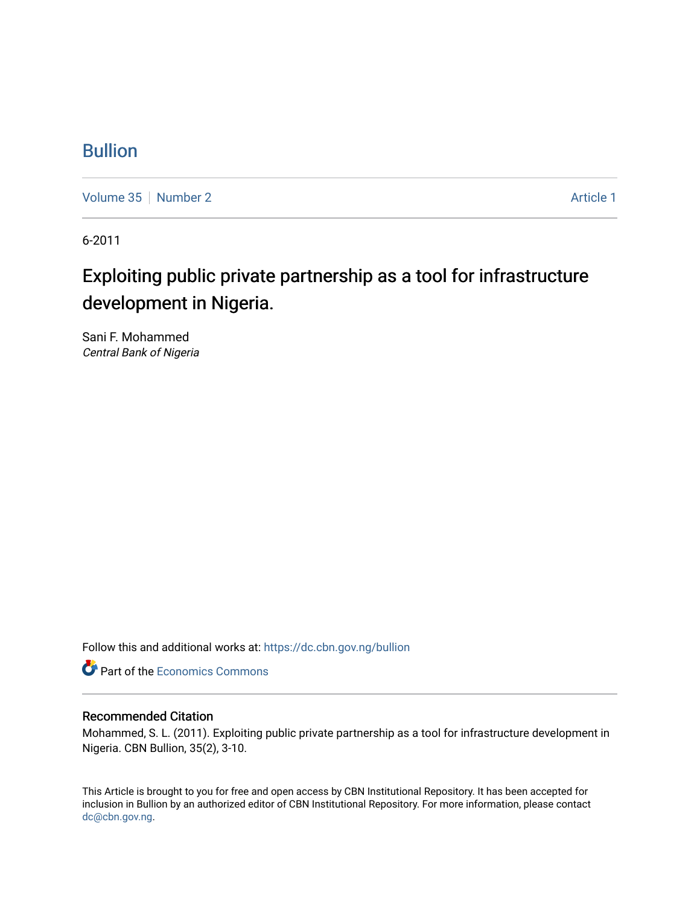# Bullion

Volume 35 | Number 2 | Article 1

6-2011

## Exploiting public private partnership as a tool for infrastructure development in Nigeria.

Sani F. Mohammed
*Central Bank of Nigeria*

Follow this and additional works at: https://dc.cbn.gov.ng/bullion

Part of the Economics Commons

### Recommended Citation

Mohammed, S. L. (2011). Exploiting public private partnership as a tool for infrastructure development in Nigeria. CBN Bullion, 35(2), 3-10.

This Article is brought to you for free and open access by CBN Institutional Repository. It has been accepted for inclusion in Bullion by an authorized editor of CBN Institutional Repository. For more information, please contact dc@cbn.gov.ng.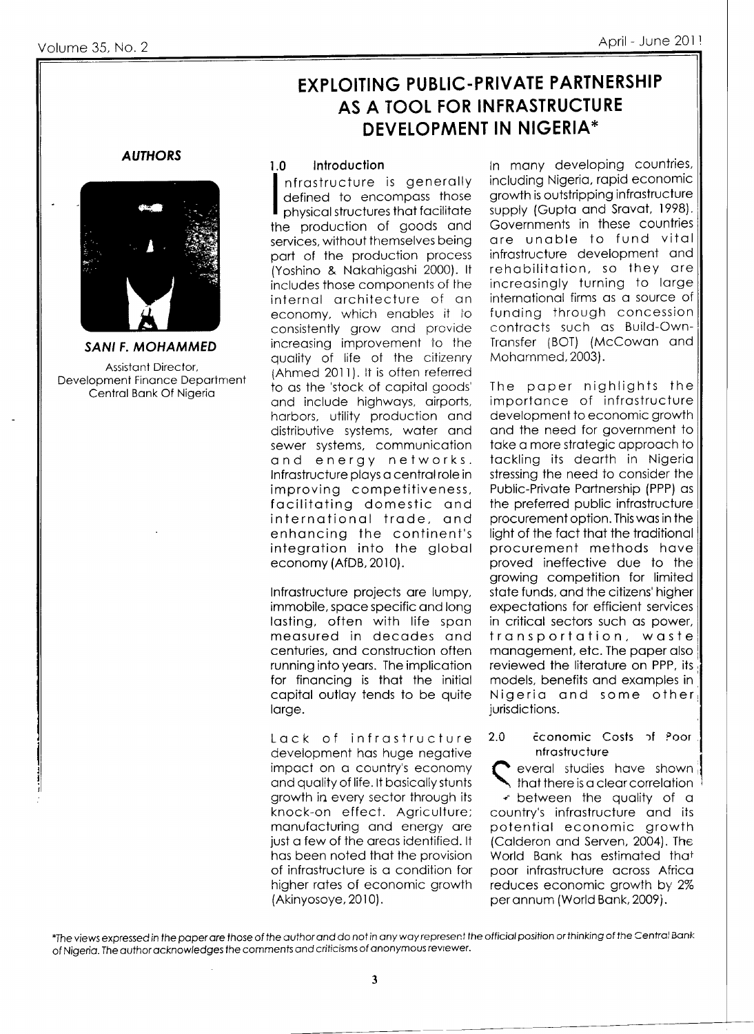# EXPLOITING PUBLIC-PRIVATE PARTNERSHIP AS A TOOL FOR INFRASTRUCTURE DEVELOPMENT IN NIGERIA*

***AUTHORS***

***SANI F. MOHAMMED***

Assistant Director,
Development Finance Department
Central Bank Of Nigeria

## 1.0 Introduction

Infrastructure is generally defined to encompass those physical structures that facilitate the production of goods and services, without themselves being part of the production process (Yoshino & Nakahigashi 2000). It includes those components of the internal architecture of an economy, which enables it to consistently grow and provide increasing improvement to the quality of life of the citizenry (Ahmed 2011). It is often referred to as the 'stock of capital goods' and include highways, airports, harbors, utility production and distributive systems, water and sewer systems, communication and energy networks. Infrastructure plays a central role in improving competitiveness, facilitating domestic and international trade, and enhancing the continent's integration into the global economy (AfDB, 2010).

Infrastructure projects are lumpy, immobile, space specific and long lasting, often with life span measured in decades and centuries, and construction often running into years. The implication for financing is that the initial capital outlay tends to be quite large.

Lack of infrastructure development has huge negative impact on a country's economy and quality of life. It basically stunts growth in every sector through its knock-on effect. Agriculture; manufacturing and energy are just a few of the areas identified. It has been noted that the provision of infrastructure is a condition for higher rates of economic growth (Akinyosoye, 2010).

In many developing countries, including Nigeria, rapid economic growth is outstripping infrastructure supply (Gupta and Sravat, 1998). Governments in these countries are unable to fund vital infrastructure development and rehabilitation, so they are increasingly turning to large international firms as a source of funding through concession contracts such as Build-Own-Transfer (BOT) (McCowan and Mohammed, 2003).

The paper highlights the importance of infrastructure development to economic growth and the need for government to take a more strategic approach to tackling its dearth in Nigeria stressing the need to consider the Public-Private Partnership (PPP) as the preferred public infrastructure procurement option. This was in the light of the fact that the traditional procurement methods have proved ineffective due to the growing competition for limited state funds, and the citizens' higher expectations for efficient services in critical sectors such as power, transportation, waste management, etc. The paper also reviewed the literature on PPP, its models, benefits and examples in Nigeria and some other jurisdictions.

## 2.0 Economic Costs of Poor Infrastructure

Several studies have shown that there is a clear correlation between the quality of a country's infrastructure and its potential economic growth (Calderon and Serven, 2004). The World Bank has estimated that poor infrastructure across Africa reduces economic growth by 2% per annum (World Bank, 2009).

*The views expressed in the paper are those of the author and do not in any way represent the official position or thinking of the Central Bank of Nigeria. The author acknowledges the comments and criticisms of anonymous reviewer.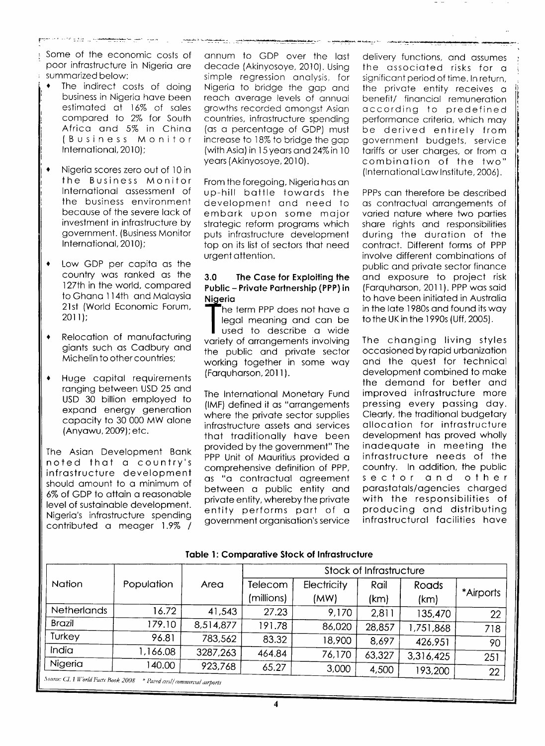Some of the economic costs of poor infrastructure in Nigeria are summarized below:

- The indirect costs of doing business in Nigeria have been estimated at 16% of sales compared to 2% for South Africa and 5% in China (Business Monitor International, 2010);
- Nigeria scores zero out of 10 in the Business Monitor International assessment of the business environment because of the severe lack of investment in infrastructure by government. (Business Monitor International, 2010);
- Low GDP per capita as the country was ranked as the 127th in the world, compared to Ghana 114th and Malaysia 21st (World Economic Forum, 2011);
- Relocation of manufacturing giants such as Cadbury and Michelin to other countries;
- Huge capital requirements ranging between USD 25 and USD 30 billion employed to expand energy generation capacity to 30 000 MW alone (Anyawu, 2009); etc.

The Asian Development Bank noted that a country's infrastructure development should amount to a minimum of 6% of GDP to attain a reasonable level of sustainable development. Nigeria's infrastructure spending contributed a meager 1.9% / annum to GDP over the last decade (Akinyosoye, 2010). Using simple regression analysis, for Nigeria to bridge the gap and reach average levels of annual growths recorded amongst Asian countries, infrastructure spending (as a percentage of GDP) must increase to 18% to bridge the gap (with Asia) in 15 years and 24% in 10 years (Akinyosoye, 2010).

From the foregoing, Nigeria has an up-hill battle towards the development and need to embark upon some major strategic reform programs which puts infrastructure development top on its list of sectors that need urgent attention.

## 3.0 The Case for Exploiting the Public – Private Partnership (PPP) in Nigeria

The term PPP does not have a legal meaning and can be used to describe a wide variety of arrangements involving the public and private sector working together in some way (Farquharson, 2011).

The International Monetary Fund (IMF) defined it as "arrangements where the private sector supplies infrastructure assets and services that traditionally have been provided by the government" The PPP Unit of Mauritius provided a comprehensive definition of PPP, as "a contractual agreement between a public entity and private entity, whereby the private entity performs part of a government organisation's service delivery functions, and assumes the associated risks for a significant period of time. In return, the private entity receives a benefit/ financial remuneration according to predefined performance criteria, which may be derived entirely from government budgets, service tariffs or user charges, or from a combination of the two" (International Law Institute, 2006).

PPPs can therefore be described as contractual arrangements of varied nature where two parties share rights and responsibilities during the duration of the contract. Different forms of PPP involve different combinations of public and private sector finance and exposure to project risk (Farquharson, 2011). PPP was said to have been initiated in Australia in the late 1980s and found its way to the UK in the 1990s (Uff, 2005).

The changing living styles occasioned by rapid urbanization and the quest for technical development combined to make the demand for better and improved infrastructure more pressing every passing day. Clearly, the traditional budgetary allocation for infrastructure development has proved wholly inadequate in meeting the infrastructure needs of the country. In addition, the public sector and other parastatals/agencies charged with the responsibilities of producing and distributing infrastructural facilities have

**Table 1: Comparative Stock of Infrastructure**

| Nation | Population | Area | Stock of Infrastructure | | | | |
|---|---|---|---|---|---|---|---|
| | | | Telecom (millions) | Electricity (MW) | Rail (km) | Roads (km) | *Airports |
| Netherlands | 16.72 | 41,543 | 27.23 | 9,170 | 2,811 | 135,470 | 22 |
| Brazil | 179.10 | 8,514,877 | 191.78 | 86,020 | 28,857 | 1,751,868 | 718 |
| Turkey | 96.81 | 783,562 | 83.32 | 18,900 | 8,697 | 426,951 | 90 |
| India | 1,166.08 | 3287,263 | 464.84 | 76,170 | 63,327 | 3,316,425 | 251 |
| Nigeria | 140.00 | 923,768 | 65.27 | 3,000 | 4,500 | 193,200 | 22 |

*Source: CIA World Facts Book 2008* \* *Paved civil/ commercial airports*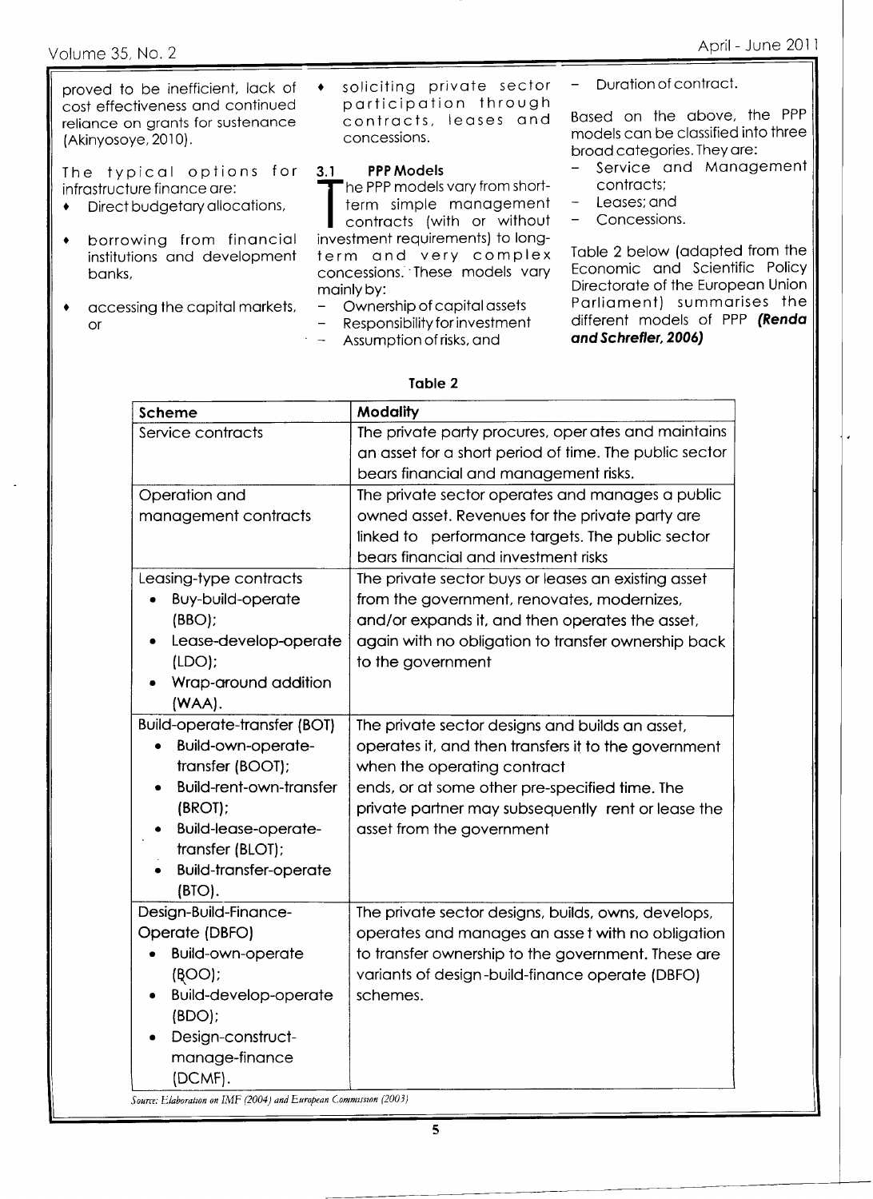proved to be inefficient, lack of cost effectiveness and continued reliance on grants for sustenance (Akinyosoye, 2010).

The typical options for infrastructure finance are:

- Direct budgetary allocations,
- borrowing from financial institutions and development banks,
- accessing the capital markets, or
- soliciting private sector participation through contracts, leases and concessions.

### 3.1 PPP Models

The PPP models vary from short-term simple management contracts (with or without investment requirements) to long-term and very complex concessions. These models vary mainly by:

- Ownership of capital assets
- Responsibility for investment
- Assumption of risks, and
- Duration of contract.

Based on the above, the PPP models can be classified into three broad categories. They are:

- Service and Management contracts;
- Leases; and
- Concessions.

Table 2 below (adapted from the Economic and Scientific Policy Directorate of the European Union Parliament) summarises the different models of PPP ***(Renda and Schrefler, 2006)***

**Table 2**

| Scheme | Modality |
|---|---|
| Service contracts | The private party procures, operates and maintains an asset for a short period of time. The public sector bears financial and management risks. |
| Operation and management contracts | The private sector operates and manages a public owned asset. Revenues for the private party are linked to performance targets. The public sector bears financial and investment risks |
| Leasing-type contracts<br>• Buy-build-operate (BBO);<br>• Lease-develop-operate (LDO);<br>• Wrap-around addition (WAA). | The private sector buys or leases an existing asset from the government, renovates, modernizes, and/or expands it, and then operates the asset, again with no obligation to transfer ownership back to the government |
| Build-operate-transfer (BOT)<br>• Build-own-operate-transfer (BOOT);<br>• Build-rent-own-transfer (BROT);<br>• Build-lease-operate-transfer (BLOT);<br>• Build-transfer-operate (BTO). | The private sector designs and builds an asset, operates it, and then transfers it to the government when the operating contract ends, or at some other pre-specified time. The private partner may subsequently rent or lease the asset from the government |
| Design-Build-Finance-Operate (DBFO)<br>• Build-own-operate (BOO);<br>• Build-develop-operate (BDO);<br>• Design-construct-manage-finance (DCMF). | The private sector designs, builds, owns, develops, operates and manages an asset with no obligation to transfer ownership to the government. These are variants of design-build-finance operate (DBFO) schemes. |

*Source: Elaboration on IMF (2004) and European Commission (2003)*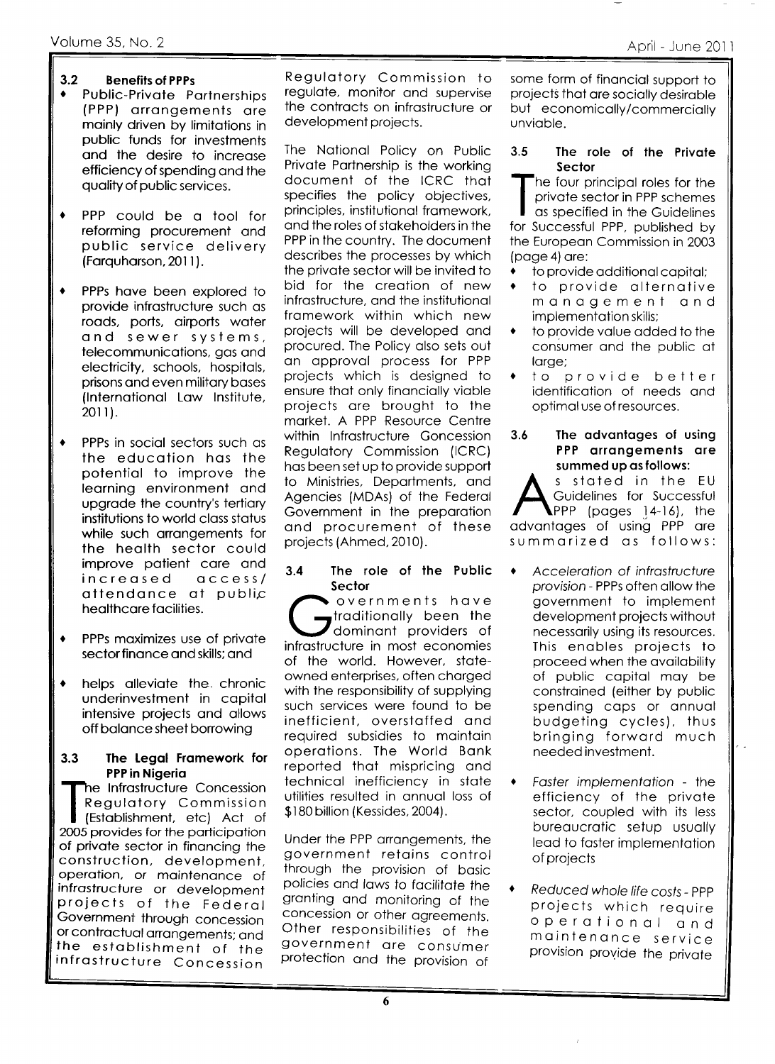### 3.2 Benefits of PPPs

- Public-Private Partnerships (PPP) arrangements are mainly driven by limitations in public funds for investments and the desire to increase efficiency of spending and the quality of public services.
- PPP could be a tool for reforming procurement and public service delivery (Farquharson, 2011).
- PPPs have been explored to provide infrastructure such as roads, ports, airports water and sewer systems, telecommunications, gas and electricity, schools, hospitals, prisons and even military bases (International Law Institute, 2011).
- PPPs in social sectors such as the education has the potential to improve the learning environment and upgrade the country's tertiary institutions to world class status while such arrangements for the health sector could improve patient care and increased access/ attendance at public healthcare facilities.
- PPPs maximizes use of private sector finance and skills; and
- helps alleviate the chronic underinvestment in capital intensive projects and allows off balance sheet borrowing

### 3.3 The Legal Framework for PPP in Nigeria

The Infrastructure Concession Regulatory Commission (Establishment, etc) Act of 2005 provides for the participation of private sector in financing the construction, development, operation, or maintenance of infrastructure or development projects of the Federal Government through concession or contractual arrangements; and the establishment of the Infrastructure Concession Regulatory Commission to regulate, monitor and supervise the contracts on infrastructure or development projects.

The National Policy on Public Private Partnership is the working document of the ICRC that specifies the policy objectives, principles, institutional framework, and the roles of stakeholders in the PPP in the country. The document describes the processes by which the private sector will be invited to bid for the creation of new infrastructure, and the institutional framework within which new projects will be developed and procured. The Policy also sets out an approval process for PPP projects which is designed to ensure that only financially viable projects are brought to the market. A PPP Resource Centre within Infrastructure Concession Regulatory Commission (ICRC) has been set up to provide support to Ministries, Departments, and Agencies (MDAs) of the Federal Government in the preparation and procurement of these projects (Ahmed, 2010).

### 3.4 The role of the Public Sector

Governments have traditionally been the dominant providers of infrastructure in most economies of the world. However, state-owned enterprises, often charged with the responsibility of supplying such services were found to be inefficient, overstaffed and required subsidies to maintain operations. The World Bank reported that mispricing and technical inefficiency in state utilities resulted in annual loss of $180 billion (Kessides, 2004).

Under the PPP arrangements, the government retains control through the provision of basic policies and laws to facilitate the granting and monitoring of the concession or other agreements. Other responsibilities of the government are consumer protection and the provision of some form of financial support to projects that are socially desirable but economically/commercially unviable.

### 3.5 The role of the Private Sector

The four principal roles for the private sector in PPP schemes as specified in the Guidelines for Successful PPP, published by the European Commission in 2003 (page 4) are:

- to provide additional capital;
- to provide alternative management and implementation skills;
- to provide value added to the consumer and the public at large;
- to provide better identification of needs and optimal use of resources.

### 3.6 The advantages of using PPP arrangements are summed up as follows:

As stated in the EU Guidelines for Successful PPP (pages 14-16), the advantages of using PPP are summarized as follows:

- *Acceleration of infrastructure provision* - PPPs often allow the government to implement development projects without necessarily using its resources. This enables projects to proceed when the availability of public capital may be constrained (either by public spending caps or annual budgeting cycles), thus bringing forward much needed investment.
- *Faster implementation* - the efficiency of the private sector, coupled with its less bureaucratic setup usually lead to faster implementation of projects
- *Reduced whole life costs* - PPP projects which require operational and maintenance service provision provide the private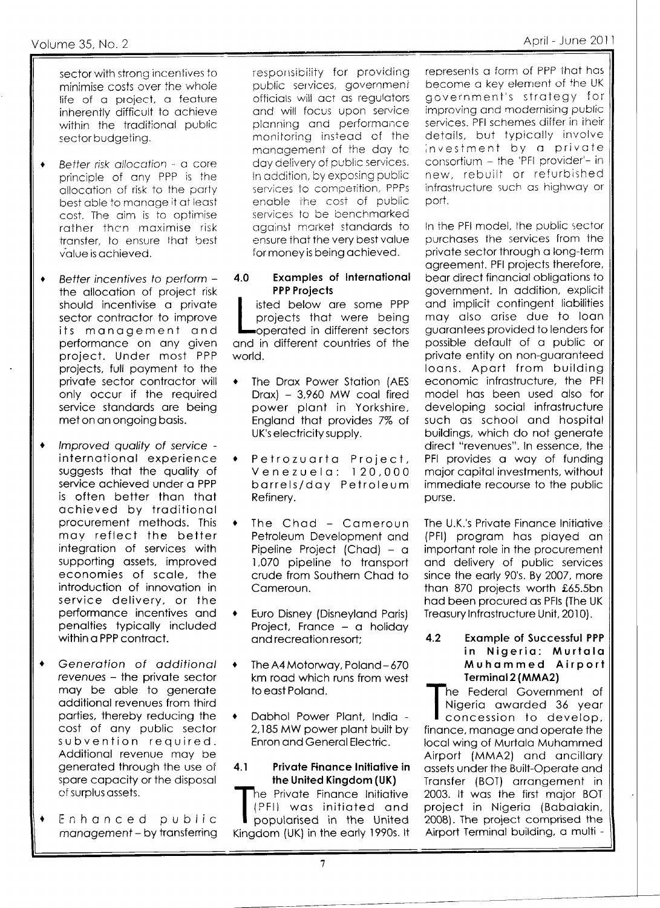sector with strong incentives to minimise costs over the whole life of a project, a feature inherently difficult to achieve within the traditional public sector budgeting.

- *Better risk allocation* - a core principle of any PPP is the allocation of risk to the party best able to manage it at least cost. The aim is to optimise rather than maximise risk transfer, to ensure that best value is achieved.

- *Better incentives to perform* – the allocation of project risk should incentivise a private sector contractor to improve its management and performance on any given project. Under most PPP projects, full payment to the private sector contractor will only occur if the required service standards are being met on an ongoing basis.

- *Improved quality of service* - international experience suggests that the quality of service achieved under a PPP is often better than that achieved by traditional procurement methods. This may reflect the better integration of services with supporting assets, improved economies of scale, the introduction of innovation in service delivery, or the performance incentives and penalties typically included within a PPP contract.

- *Generation of additional revenues* – the private sector may be able to generate additional revenues from third parties, thereby reducing the cost of any public sector subvention required. Additional revenue may be generated through the use of spare capacity or the disposal of surplus assets.

- *Enhanced public management* – by transferring responsibility for providing public services, government officials will act as regulators and will focus upon service planning and performance monitoring instead of the management of the day to day delivery of public services. In addition, by exposing public services to competition, PPPs enable the cost of public services to be benchmarked against market standards to ensure that the very best value for money is being achieved.

## 4.0 Examples of International PPP Projects

Listed below are some PPP projects that were being operated in different sectors and in different countries of the world.

- The Drax Power Station (AES Drax) – 3,960 MW coal fired power plant in Yorkshire, England that provides 7% of UK's electricity supply.

- Petrozuarta Project, Venezuela: 120,000 barrels/day Petroleum Refinery.

- The Chad – Cameroun Petroleum Development and Pipeline Project (Chad) – a 1,070 pipeline to transport crude from Southern Chad to Cameroun.

- Euro Disney (Disneyland Paris) Project, France – a holiday and recreation resort;

- The A4 Motorway, Poland – 670 km road which runs from west to east Poland.

- Dabhol Power Plant, India - 2,185 MW power plant built by Enron and General Electric.

### 4.1 Private Finance Initiative in the United Kingdom (UK)

The Private Finance Initiative (PFI) was initiated and popularised in the United Kingdom (UK) in the early 1990s. It represents a form of PPP that has become a key element of the UK government's strategy for improving and modernising public services. PFI schemes differ in their details, but typically involve investment by a private consortium – the 'PFI provider'– in new, rebuilt or refurbished infrastructure such as highway or port.

In the PFI model, the public sector purchases the services from the private sector through a long-term agreement. PFI projects therefore, bear direct financial obligations to government. In addition, explicit and implicit contingent liabilities may also arise due to loan guarantees provided to lenders for possible default of a public or private entity on non-guaranteed loans. Apart from building economic infrastructure, the PFI model has been used also for developing social infrastructure such as school and hospital buildings, which do not generate direct "revenues". In essence, the PFI provides a way of funding major capital investments, without immediate recourse to the public purse.

The U.K.'s Private Finance Initiative (PFI) program has played an important role in the procurement and delivery of public services since the early 90's. By 2007, more than 870 projects worth £65.5bn had been procured as PFIs (The UK Treasury Infrastructure Unit, 2010).

### 4.2 Example of Successful PPP in Nigeria: Murtala Muhammed Airport Terminal 2 (MMA2)

The Federal Government of Nigeria awarded 36 year concession to develop, finance, manage and operate the local wing of Murtala Muhammed Airport (MMA2) and ancillary assets under the Built-Operate and Transfer (BOT) arrangement in 2003. It was the first major BOT project in Nigeria (Babalakin, 2008). The project comprised the Airport Terminal building, a multi -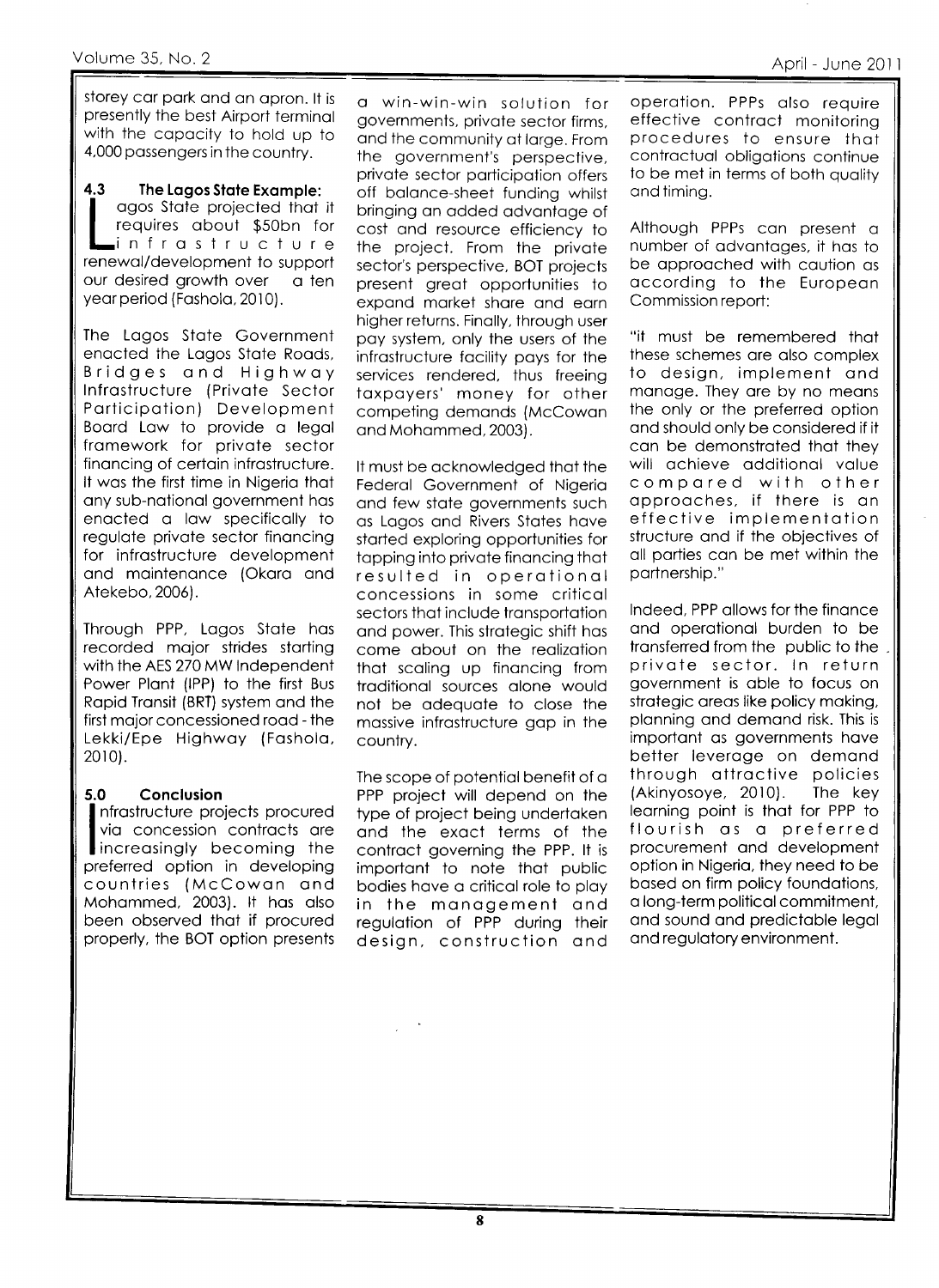storey car park and an apron. It is presently the best Airport terminal with the capacity to hold up to 4,000 passengers in the country.

### 4.3 The Lagos State Example:

Lagos State projected that it requires about \$50bn for infrastructure renewal/development to support our desired growth over a ten year period (Fashola, 2010).

The Lagos State Government enacted the Lagos State Roads, Bridges and Highway Infrastructure (Private Sector Participation) Development Board Law to provide a legal framework for private sector financing of certain infrastructure. It was the first time in Nigeria that any sub-national government has enacted a law specifically to regulate private sector financing for infrastructure development and maintenance (Okara and Atekebo, 2006).

Through PPP, Lagos State has recorded major strides starting with the AES 270 MW Independent Power Plant (IPP) to the first Bus Rapid Transit (BRT) system and the first major concessioned road - the Lekki/Epe Highway (Fashola, 2010).

## 5.0 Conclusion

Infrastructure projects procured via concession contracts are increasingly becoming the preferred option in developing countries (McCowan and Mohammed, 2003). It has also been observed that if procured properly, the BOT option presents a win-win-win solution for governments, private sector firms, and the community at large. From the government's perspective, private sector participation offers off balance-sheet funding whilst bringing an added advantage of cost and resource efficiency to the project. From the private sector's perspective, BOT projects present great opportunities to expand market share and earn higher returns. Finally, through user pay system, only the users of the infrastructure facility pays for the services rendered, thus freeing taxpayers' money for other competing demands (McCowan and Mohammed, 2003).

It must be acknowledged that the Federal Government of Nigeria and few state governments such as Lagos and Rivers States have started exploring opportunities for tapping into private financing that resulted in operational concessions in some critical sectors that include transportation and power. This strategic shift has come about on the realization that scaling up financing from traditional sources alone would not be adequate to close the massive infrastructure gap in the country.

The scope of potential benefit of a PPP project will depend on the type of project being undertaken and the exact terms of the contract governing the PPP. It is important to note that public bodies have a critical role to play in the management and regulation of PPP during their design, construction and operation. PPPs also require effective contract monitoring procedures to ensure that contractual obligations continue to be met in terms of both quality and timing.

Although PPPs can present a number of advantages, it has to be approached with caution as according to the European Commission report:

"it must be remembered that these schemes are also complex to design, implement and manage. They are by no means the only or the preferred option and should only be considered if it can be demonstrated that they will achieve additional value compared with other approaches, if there is an effective implementation structure and if the objectives of all parties can be met within the partnership."

Indeed, PPP allows for the finance and operational burden to be transferred from the public to the private sector. In return government is able to focus on strategic areas like policy making, planning and demand risk. This is important as governments have better leverage on demand through attractive policies (Akinyosoye, 2010). The key learning point is that for PPP to flourish as a preferred procurement and development option in Nigeria, they need to be based on firm policy foundations, a long-term political commitment, and sound and predictable legal and regulatory environment.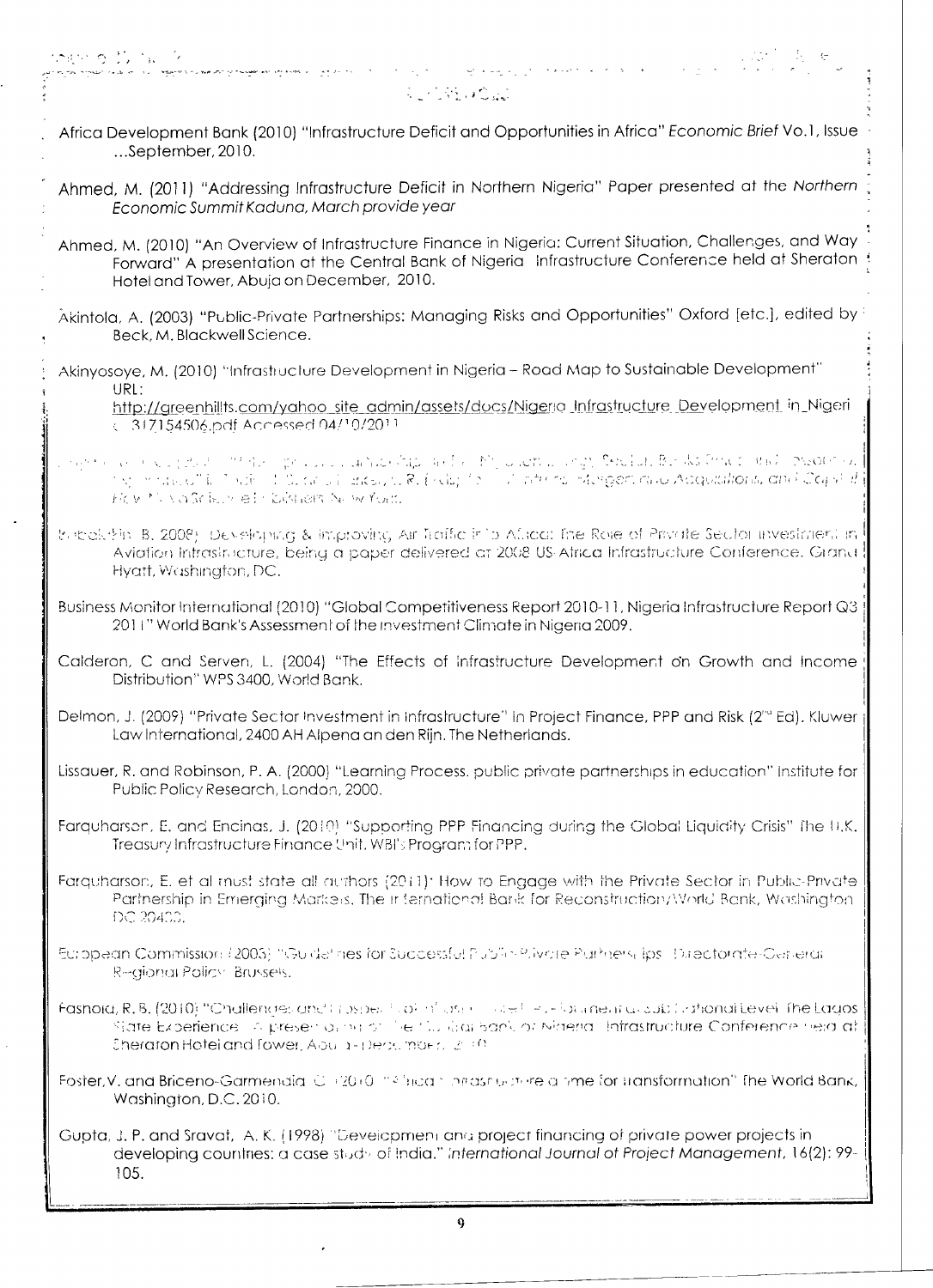Africa Development Bank (2010) "Infrastructure Deficit and Opportunities in Africa" *Economic Brief* Vo.1, Issue ...September, 2010.

Ahmed, M. (2011) "Addressing Infrastructure Deficit in Northern Nigeria" Paper presented at the *Northern Economic Summit Kaduna, March provide year*

Ahmed, M. (2010) "An Overview of Infrastructure Finance in Nigeria: Current Situation, Challenges, and Way Forward" A presentation at the Central Bank of Nigeria Infrastructure Conference held at Sheraton Hotel and Tower, Abuja on December, 2010.

Akintola, A. (2003) "Public-Private Partnerships: Managing Risks and Opportunities" Oxford [etc.], edited by Beck, M. Blackwell Science.

Akinyosoye, M. (2010) "Infrastucture Development in Nigeria – Road Map to Sustainable Development" URL: http://greenhillts.com/yahoo_site_admin/assets/docs/Nigeria_Infrastructure_Development_in_Nigeri a_317154506.pdf Accessed 04/10/2011

... Special, Bonds ... Mergers and Acquisitions, and Capital ... New York.

... B. 2008) Developing & improving Air Traffic in Africa: the Role of Private Sector investment in Aviation infrastructure, being a paper delivered at 2008 US-Africa Infrastructure Conference. Grand Hyatt, Washington, DC.

Business Monitor International (2010) "Global Competitiveness Report 2010-11, Nigeria Infrastructure Report Q3 2011" World Bank's Assessment of the Investment Climate in Nigeria 2009.

Calderon, C and Serven, L. (2004) "The Effects of Infrastructure Development on Growth and Income Distribution" WPS 3400, World Bank.

Delmon, J. (2009) "Private Sector Investment in Infrastructure" in Project Finance, PPP and Risk (2nd Ed). Kluwer Law International, 2400 AH Alpena an den Rijn. The Netherlands.

Lissauer, R. and Robinson, P. A. (2000) "Learning Process. public private partnerships in education" Institute for Public Policy Research, London, 2000.

Farquharson, E. and Encinas, J. (2010) "Supporting PPP Financing during the Global Liquidity Crisis" The U.K. Treasury Infrastructure Finance Unit. WBI's Program for PPP.

Farquharson, E. et al must state all authors (2011) How to Engage with the Private Sector in Public-Private Partnership in Emerging Markets. The International Bank for Reconstruction/World Bank, Washington DC 20433.

European Commission (2003) "Guidelines for Successful Public-Private Partnerships" Directorate-General Regional Policy Brussels.

Fasnola, R. B. (2010) "Challenges and ... at ... Level. The Lagos State Experience" A presentation ... the Central Bank of Nigeria Infrastructure Conference held at Sheraton Hotel and Tower, Abuja-December, 2010.

Foster, V. and Briceno-Garmendia C (2010) "Africa's Infrastructure a time for transformation" The World Bank, Washington, D.C. 2010.

Gupta, J. P. and Sravat, A. K. (1998) "Development and project financing of private power projects in developing countries: a case study of India." *International Journal of Project Management*, 16(2): 99-105.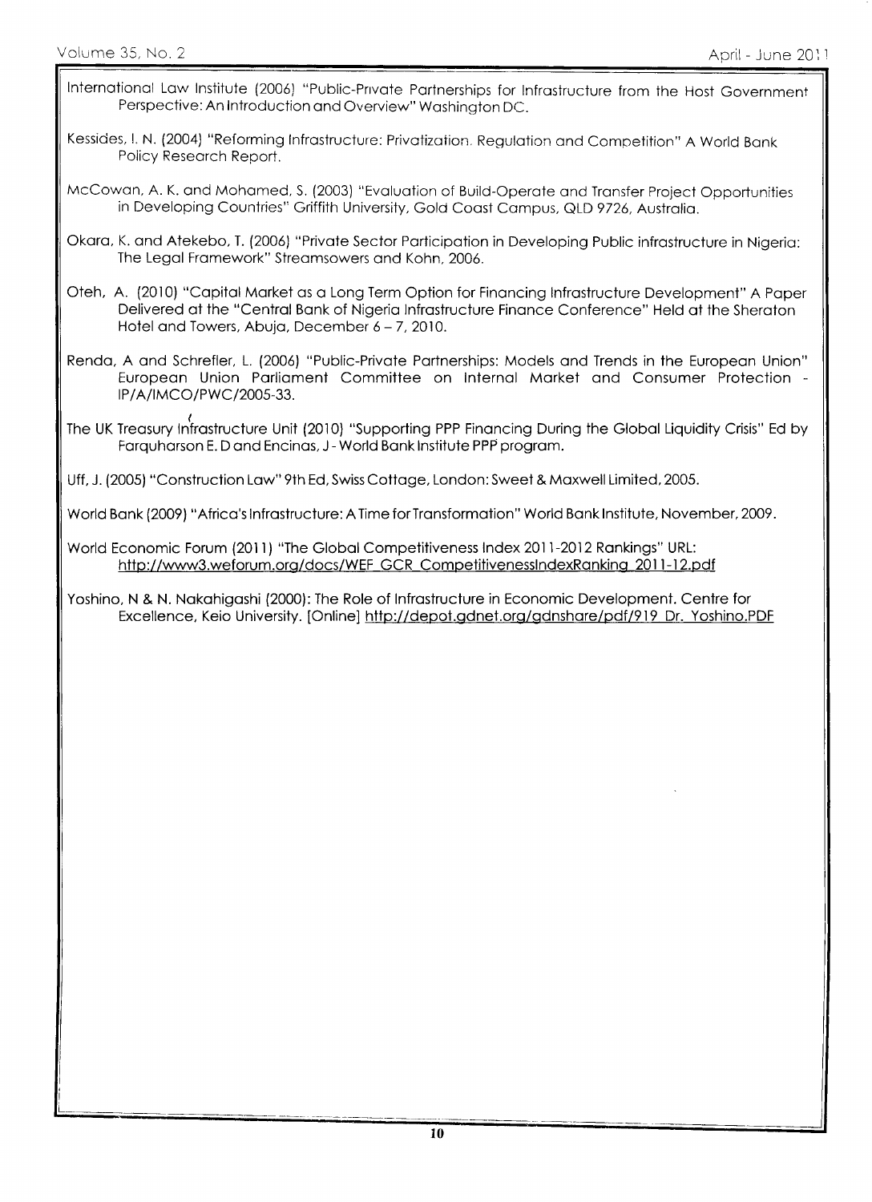International Law Institute (2006) "Public-Private Partnerships for Infrastructure from the Host Government Perspective: An Introduction and Overview" Washington DC.

Kessides, I. N. (2004) "Reforming Infrastructure: Privatization, Regulation and Competition" A World Bank Policy Research Report.

McCowan, A. K. and Mohamed, S. (2003) "Evaluation of Build-Operate and Transfer Project Opportunities in Developing Countries" Griffith University, Gold Coast Campus, QLD 9726, Australia.

Okara, K. and Atekebo, T. (2006) "Private Sector Participation in Developing Public infrastructure in Nigeria: The Legal Framework" Streamsowers and Kohn, 2006.

Oteh, A. (2010) "Capital Market as a Long Term Option for Financing Infrastructure Development" A Paper Delivered at the "Central Bank of Nigeria Infrastructure Finance Conference" Held at the Sheraton Hotel and Towers, Abuja, December 6 – 7, 2010.

Renda, A and Schrefler, L. (2006) "Public-Private Partnerships: Models and Trends in the European Union" European Union Parliament Committee on Internal Market and Consumer Protection - IP/A/IMCO/PWC/2005-33.

The UK Treasury Infrastructure Unit (2010) "Supporting PPP Financing During the Global Liquidity Crisis" Ed by Farquharson E. D and Encinas, J - World Bank Institute PPP program.

Uff, J. (2005) "Construction Law" 9th Ed, Swiss Cottage, London: Sweet & Maxwell Limited, 2005.

World Bank (2009) "Africa's Infrastructure: A Time for Transformation" World Bank Institute, November, 2009.

World Economic Forum (2011) "The Global Competitiveness Index 2011-2012 Rankings" URL: http://www3.weforum.org/docs/WEF_GCR_CompetitivenessIndexRanking_2011-12.pdf

Yoshino, N & N. Nakahigashi (2000): The Role of Infrastructure in Economic Development. Centre for Excellence, Keio University. [Online] http://depot.gdnet.org/gdnshare/pdf/919_Dr._Yoshino.PDF